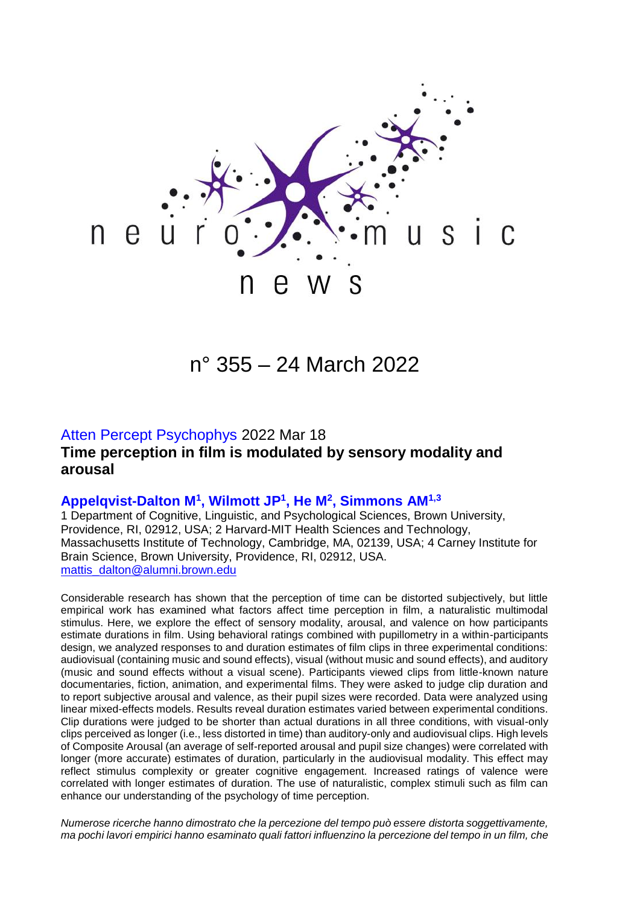neuro music news

n° 355 – 24 March 2022

Atten Percept Psychophys 2022 Mar 18

## Time perception in film is modulated by sensory modality and arousal

**Appelqvist-Dalton M[1], Wilmott JP[1], He M[2], Simmons AM[1,3]**

1 Department of Cognitive, Linguistic, and Psychological Sciences, Brown University, Providence, RI, 02912, USA; 2 Harvard-MIT Health Sciences and Technology, Massachusetts Institute of Technology, Cambridge, MA, 02139, USA; 4 Carney Institute for Brain Science, Brown University, Providence, RI, 02912, USA.
mattis_dalton@alumni.brown.edu

Considerable research has shown that the perception of time can be distorted subjectively, but little empirical work has examined what factors affect time perception in film, a naturalistic multimodal stimulus. Here, we explore the effect of sensory modality, arousal, and valence on how participants estimate durations in film. Using behavioral ratings combined with pupillometry in a within-participants design, we analyzed responses to and duration estimates of film clips in three experimental conditions: audiovisual (containing music and sound effects), visual (without music and sound effects), and auditory (music and sound effects without a visual scene). Participants viewed clips from little-known nature documentaries, fiction, animation, and experimental films. They were asked to judge clip duration and to report subjective arousal and valence, as their pupil sizes were recorded. Data were analyzed using linear mixed-effects models. Results reveal duration estimates varied between experimental conditions. Clip durations were judged to be shorter than actual durations in all three conditions, with visual-only clips perceived as longer (i.e., less distorted in time) than auditory-only and audiovisual clips. High levels of Composite Arousal (an average of self-reported arousal and pupil size changes) were correlated with longer (more accurate) estimates of duration, particularly in the audiovisual modality. This effect may reflect stimulus complexity or greater cognitive engagement. Increased ratings of valence were correlated with longer estimates of duration. The use of naturalistic, complex stimuli such as film can enhance our understanding of the psychology of time perception.

*Numerose ricerche hanno dimostrato che la percezione del tempo può essere distorta soggettivamente, ma pochi lavori empirici hanno esaminato quali fattori influenzino la percezione del tempo in un film, che*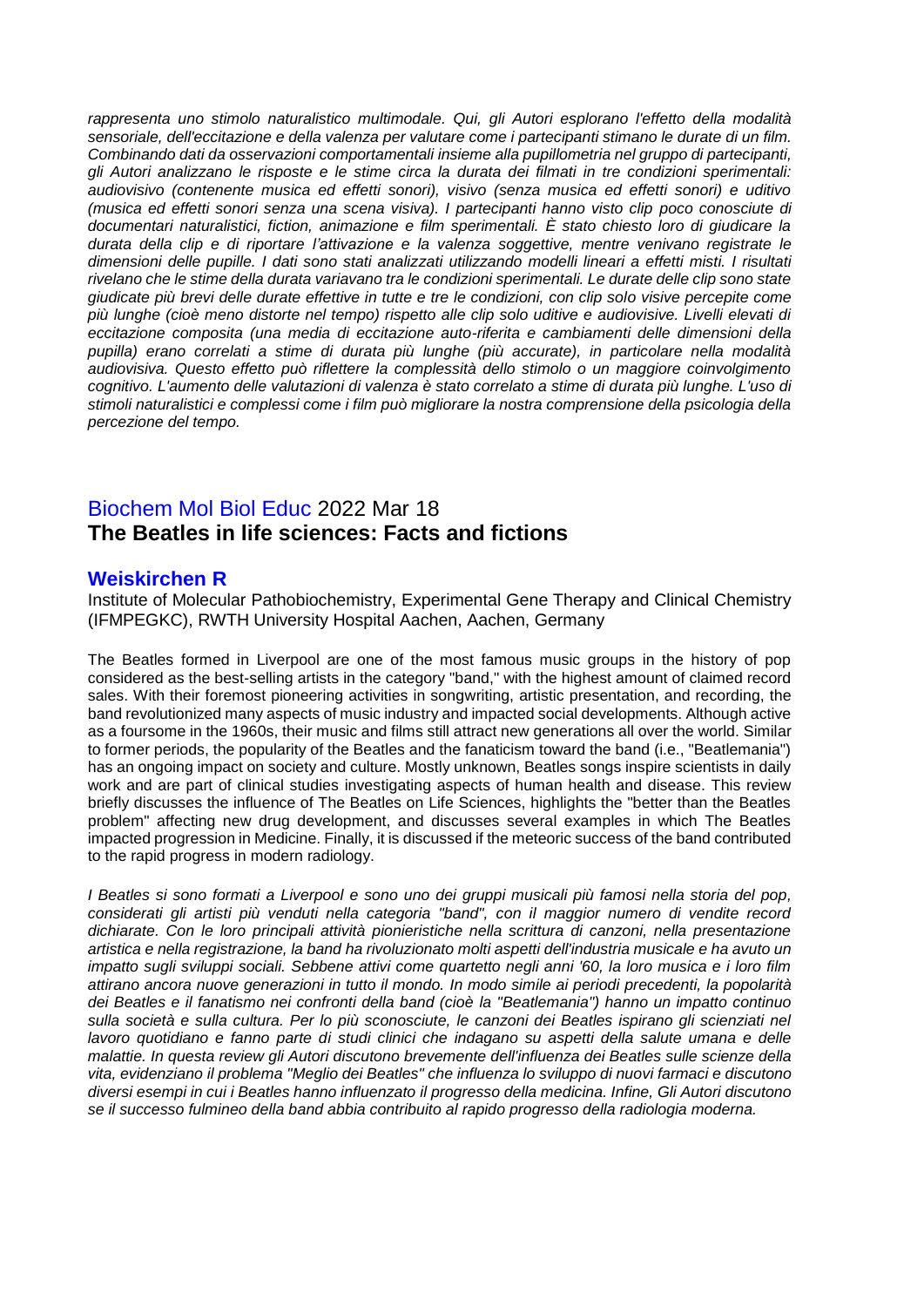*rappresenta uno stimolo naturalistico multimodale. Qui, gli Autori esplorano l'effetto della modalità sensoriale, dell'eccitazione e della valenza per valutare come i partecipanti stimano le durate di un film. Combinando dati da osservazioni comportamentali insieme alla pupillometria nel gruppo di partecipanti, gli Autori analizzano le risposte e le stime circa la durata dei filmati in tre condizioni sperimentali: audiovisivo (contenente musica ed effetti sonori), visivo (senza musica ed effetti sonori) e uditivo (musica ed effetti sonori senza una scena visiva). I partecipanti hanno visto clip poco conosciute di documentari naturalistici, fiction, animazione e film sperimentali. È stato chiesto loro di giudicare la durata della clip e di riportare l'attivazione e la valenza soggettive, mentre venivano registrate le dimensioni delle pupille. I dati sono stati analizzati utilizzando modelli lineari a effetti misti. I risultati rivelano che le stime della durata variavano tra le condizioni sperimentali. Le durate delle clip sono state giudicate più brevi delle durate effettive in tutte e tre le condizioni, con clip solo visive percepite come più lunghe (cioè meno distorte nel tempo) rispetto alle clip solo uditive e audiovisive. Livelli elevati di eccitazione composita (una media di eccitazione auto-riferita e cambiamenti delle dimensioni della pupilla) erano correlati a stime di durata più lunghe (più accurate), in particolare nella modalità audiovisiva. Questo effetto può riflettere la complessità dello stimolo o un maggiore coinvolgimento cognitivo. L'aumento delle valutazioni di valenza è stato correlato a stime di durata più lunghe. L'uso di stimoli naturalistici e complessi come i film può migliorare la nostra comprensione della psicologia della percezione del tempo.*

## Biochem Mol Biol Educ 2022 Mar 18
## The Beatles in life sciences: Facts and fictions

### Weiskirchen R

Institute of Molecular Pathobiochemistry, Experimental Gene Therapy and Clinical Chemistry (IFMPEGKC), RWTH University Hospital Aachen, Aachen, Germany

The Beatles formed in Liverpool are one of the most famous music groups in the history of pop considered as the best-selling artists in the category "band," with the highest amount of claimed record sales. With their foremost pioneering activities in songwriting, artistic presentation, and recording, the band revolutionized many aspects of music industry and impacted social developments. Although active as a foursome in the 1960s, their music and films still attract new generations all over the world. Similar to former periods, the popularity of the Beatles and the fanaticism toward the band (i.e., "Beatlemania") has an ongoing impact on society and culture. Mostly unknown, Beatles songs inspire scientists in daily work and are part of clinical studies investigating aspects of human health and disease. This review briefly discusses the influence of The Beatles on Life Sciences, highlights the "better than the Beatles problem" affecting new drug development, and discusses several examples in which The Beatles impacted progression in Medicine. Finally, it is discussed if the meteoric success of the band contributed to the rapid progress in modern radiology.

*I Beatles si sono formati a Liverpool e sono uno dei gruppi musicali più famosi nella storia del pop, considerati gli artisti più venduti nella categoria "band", con il maggior numero di vendite record dichiarate. Con le loro principali attività pionieristiche nella scrittura di canzoni, nella presentazione artistica e nella registrazione, la band ha rivoluzionato molti aspetti dell'industria musicale e ha avuto un impatto sugli sviluppi sociali. Sebbene attivi come quartetto negli anni '60, la loro musica e i loro film attirano ancora nuove generazioni in tutto il mondo. In modo simile ai periodi precedenti, la popolarità dei Beatles e il fanatismo nei confronti della band (cioè la "Beatlemania") hanno un impatto continuo sulla società e sulla cultura. Per lo più sconosciute, le canzoni dei Beatles ispirano gli scienziati nel lavoro quotidiano e fanno parte di studi clinici che indagano su aspetti della salute umana e delle malattie. In questa review gli Autori discutono brevemente dell'influenza dei Beatles sulle scienze della vita, evidenziano il problema "Meglio dei Beatles" che influenza lo sviluppo di nuovi farmaci e discutono diversi esempi in cui i Beatles hanno influenzato il progresso della medicina. Infine, Gli Autori discutono se il successo fulmineo della band abbia contribuito al rapido progresso della radiologia moderna.*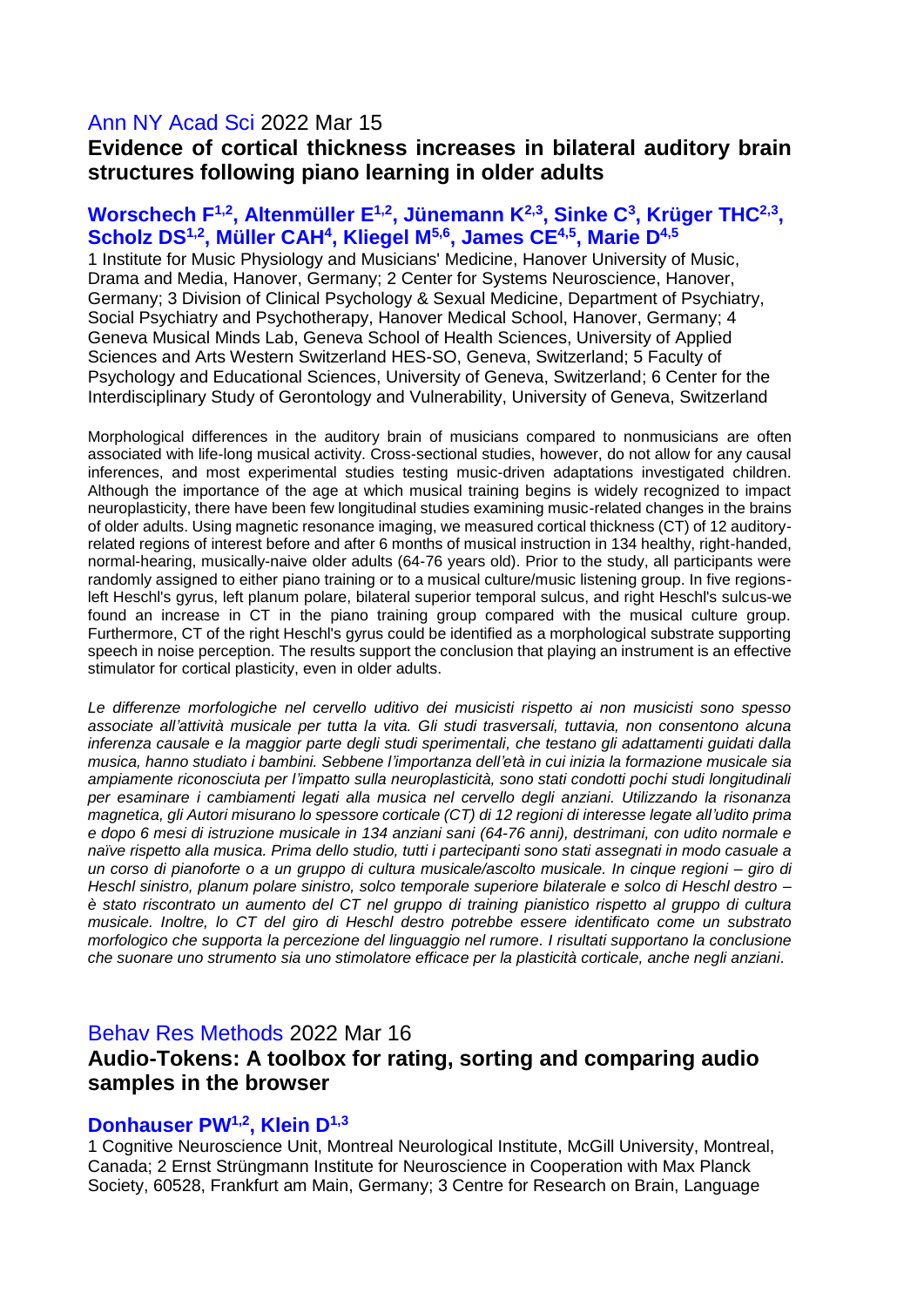## Ann NY Acad Sci 2022 Mar 15

### Evidence of cortical thickness increases in bilateral auditory brain structures following piano learning in older adults

**Worschech F[1,2], Altenmüller E[1,2], Jünemann K[2,3], Sinke C[3], Krüger THC[2,3], Scholz DS[1,2], Müller CAH[4], Kliegel M[5,6], James CE[4,5], Marie D[4,5]**

1 Institute for Music Physiology and Musicians' Medicine, Hanover University of Music, Drama and Media, Hanover, Germany; 2 Center for Systems Neuroscience, Hanover, Germany; 3 Division of Clinical Psychology & Sexual Medicine, Department of Psychiatry, Social Psychiatry and Psychotherapy, Hanover Medical School, Hanover, Germany; 4 Geneva Musical Minds Lab, Geneva School of Health Sciences, University of Applied Sciences and Arts Western Switzerland HES-SO, Geneva, Switzerland; 5 Faculty of Psychology and Educational Sciences, University of Geneva, Switzerland; 6 Center for the Interdisciplinary Study of Gerontology and Vulnerability, University of Geneva, Switzerland

Morphological differences in the auditory brain of musicians compared to nonmusicians are often associated with life-long musical activity. Cross-sectional studies, however, do not allow for any causal inferences, and most experimental studies testing music-driven adaptations investigated children. Although the importance of the age at which musical training begins is widely recognized to impact neuroplasticity, there have been few longitudinal studies examining music-related changes in the brains of older adults. Using magnetic resonance imaging, we measured cortical thickness (CT) of 12 auditory-related regions of interest before and after 6 months of musical instruction in 134 healthy, right-handed, normal-hearing, musically-naive older adults (64-76 years old). Prior to the study, all participants were randomly assigned to either piano training or to a musical culture/music listening group. In five regions-left Heschl's gyrus, left planum polare, bilateral superior temporal sulcus, and right Heschl's sulcus-we found an increase in CT in the piano training group compared with the musical culture group. Furthermore, CT of the right Heschl's gyrus could be identified as a morphological substrate supporting speech in noise perception. The results support the conclusion that playing an instrument is an effective stimulator for cortical plasticity, even in older adults.

*Le differenze morfologiche nel cervello uditivo dei musicisti rispetto ai non musicisti sono spesso associate all'attività musicale per tutta la vita. Gli studi trasversali, tuttavia, non consentono alcuna inferenza causale e la maggior parte degli studi sperimentali, che testano gli adattamenti guidati dalla musica, hanno studiato i bambini. Sebbene l'importanza dell'età in cui inizia la formazione musicale sia ampiamente riconosciuta per l'impatto sulla neuroplasticità, sono stati condotti pochi studi longitudinali per esaminare i cambiamenti legati alla musica nel cervello degli anziani. Utilizzando la risonanza magnetica, gli Autori misurano lo spessore corticale (CT) di 12 regioni di interesse legate all'udito prima e dopo 6 mesi di istruzione musicale in 134 anziani sani (64-76 anni), destrimani, con udito normale e naïve rispetto alla musica. Prima dello studio, tutti i partecipanti sono stati assegnati in modo casuale a un corso di pianoforte o a un gruppo di cultura musicale/ascolto musicale. In cinque regioni – giro di Heschl sinistro, planum polare sinistro, solco temporale superiore bilaterale e solco di Heschl destro – è stato riscontrato un aumento del CT nel gruppo di training pianistico rispetto al gruppo di cultura musicale. Inoltre, lo CT del giro di Heschl destro potrebbe essere identificato come un substrato morfologico che supporta la percezione del linguaggio nel rumore. I risultati supportano la conclusione che suonare uno strumento sia uno stimolatore efficace per la plasticità corticale, anche negli anziani.*

## Behav Res Methods 2022 Mar 16

### Audio-Tokens: A toolbox for rating, sorting and comparing audio samples in the browser

**Donhauser PW[1,2], Klein D[1,3]**

1 Cognitive Neuroscience Unit, Montreal Neurological Institute, McGill University, Montreal, Canada; 2 Ernst Strüngmann Institute for Neuroscience in Cooperation with Max Planck Society, 60528, Frankfurt am Main, Germany; 3 Centre for Research on Brain, Language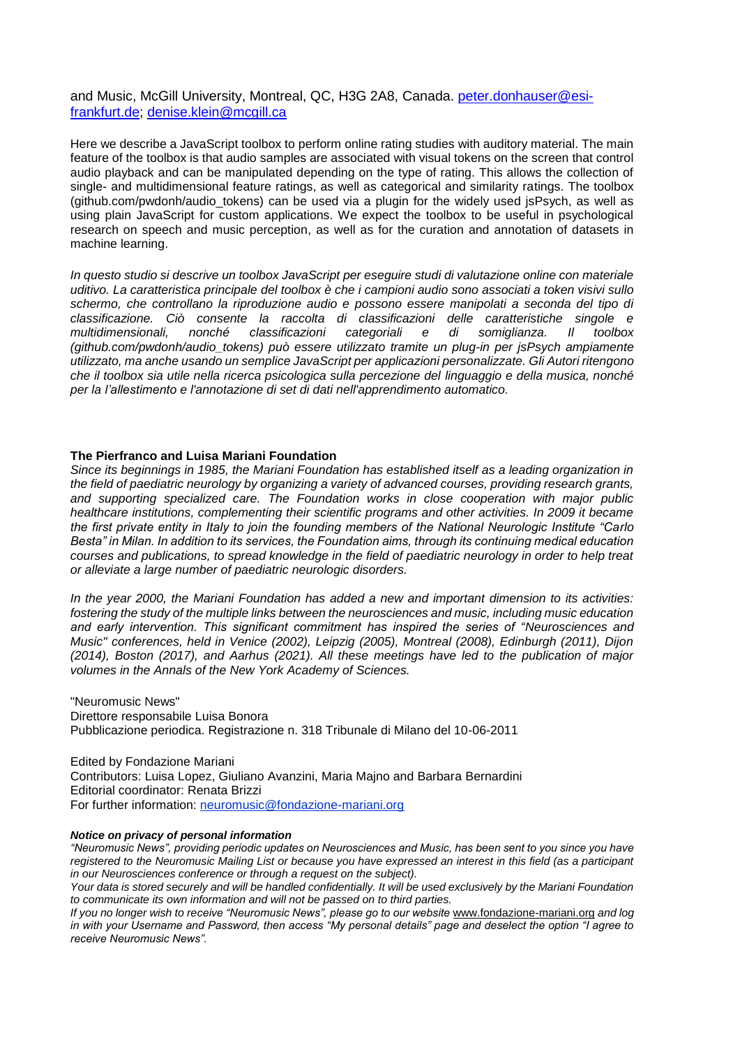and Music, McGill University, Montreal, QC, H3G 2A8, Canada. [peter.donhauser@esi-frankfurt.de](mailto:peter.donhauser@esi-frankfurt.de); [denise.klein@mcgill.ca](mailto:denise.klein@mcgill.ca)

Here we describe a JavaScript toolbox to perform online rating studies with auditory material. The main feature of the toolbox is that audio samples are associated with visual tokens on the screen that control audio playback and can be manipulated depending on the type of rating. This allows the collection of single- and multidimensional feature ratings, as well as categorical and similarity ratings. The toolbox (github.com/pwdonh/audio_tokens) can be used via a plugin for the widely used jsPsych, as well as using plain JavaScript for custom applications. We expect the toolbox to be useful in psychological research on speech and music perception, as well as for the curation and annotation of datasets in machine learning.

*In questo studio si descrive un toolbox JavaScript per eseguire studi di valutazione online con materiale uditivo. La caratteristica principale del toolbox è che i campioni audio sono associati a token visivi sullo schermo, che controllano la riproduzione audio e possono essere manipolati a seconda del tipo di classificazione. Ciò consente la raccolta di classificazioni delle caratteristiche singole e multidimensionali, nonché classificazioni categoriali e di somiglianza. Il toolbox (github.com/pwdonh/audio_tokens) può essere utilizzato tramite un plug-in per jsPsych ampiamente utilizzato, ma anche usando un semplice JavaScript per applicazioni personalizzate. Gli Autori ritengono che il toolbox sia utile nella ricerca psicologica sulla percezione del linguaggio e della musica, nonché per la l'allestimento e l'annotazione di set di dati nell'apprendimento automatico.*

**The Pierfranco and Luisa Mariani Foundation**

*Since its beginnings in 1985, the Mariani Foundation has established itself as a leading organization in the field of paediatric neurology by organizing a variety of advanced courses, providing research grants, and supporting specialized care. The Foundation works in close cooperation with major public healthcare institutions, complementing their scientific programs and other activities. In 2009 it became the first private entity in Italy to join the founding members of the National Neurologic Institute "Carlo Besta" in Milan. In addition to its services, the Foundation aims, through its continuing medical education courses and publications, to spread knowledge in the field of paediatric neurology in order to help treat or alleviate a large number of paediatric neurologic disorders.*

*In the year 2000, the Mariani Foundation has added a new and important dimension to its activities: fostering the study of the multiple links between the neurosciences and music, including music education and early intervention. This significant commitment has inspired the series of "Neurosciences and Music" conferences, held in Venice (2002), Leipzig (2005), Montreal (2008), Edinburgh (2011), Dijon (2014), Boston (2017), and Aarhus (2021). All these meetings have led to the publication of major volumes in the Annals of the New York Academy of Sciences.*

"Neuromusic News"
Direttore responsabile Luisa Bonora
Pubblicazione periodica. Registrazione n. 318 Tribunale di Milano del 10-06-2011

Edited by Fondazione Mariani
Contributors: Luisa Lopez, Giuliano Avanzini, Maria Majno and Barbara Bernardini
Editorial coordinator: Renata Brizzi
For further information: [neuromusic@fondazione-mariani.org](mailto:neuromusic@fondazione-mariani.org)

***Notice on privacy of personal information***

*"Neuromusic News", providing periodic updates on Neurosciences and Music, has been sent to you since you have registered to the Neuromusic Mailing List or because you have expressed an interest in this field (as a participant in our Neurosciences conference or through a request on the subject).*

*Your data is stored securely and will be handled confidentially. It will be used exclusively by the Mariani Foundation to communicate its own information and will not be passed on to third parties.*

*If you no longer wish to receive "Neuromusic News", please go to our website* www.fondazione-mariani.org *and log in with your Username and Password, then access "My personal details" page and deselect the option "I agree to receive Neuromusic News".*